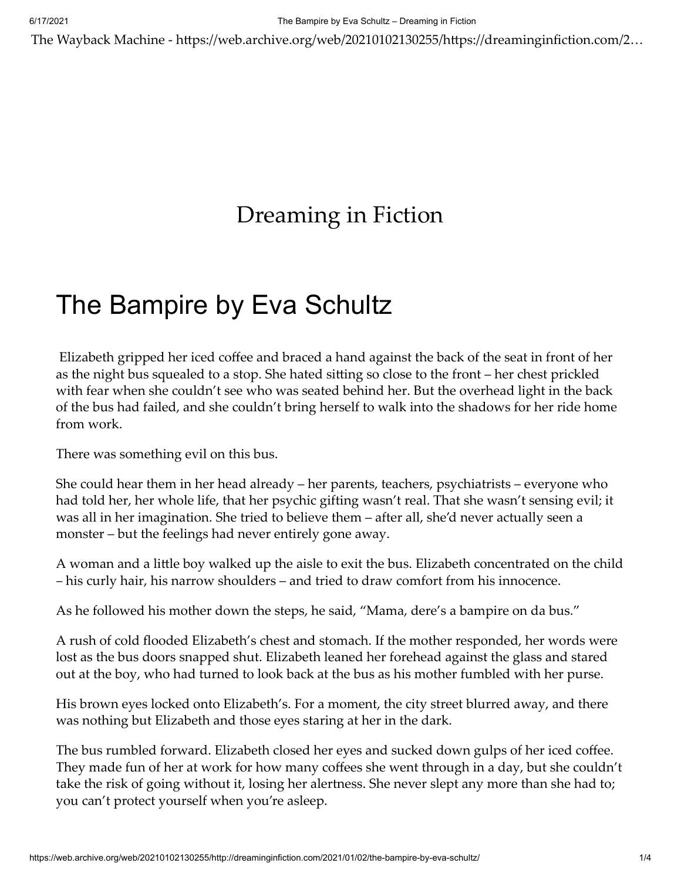# Dreaming in Fiction

## The Bampire by Eva Schultz

Elizabeth gripped her iced coffee and braced a hand against the back of the seat in front of her as the night bus squealed to a stop. She hated sitting so close to the front – her chest prickled with fear when she couldn't see who was seated behind her. But the overhead light in the back of the bus had failed, and she couldn't bring herself to walk into the shadows for her ride home from work.

There was something evil on this bus.

She could hear them in her head already – her parents, teachers, psychiatrists – everyone who had told her, her whole life, that her psychic gifting wasn't real. That she wasn't sensing evil; it was all in her imagination. She tried to believe them – after all, she'd never actually seen a monster – but the feelings had never entirely gone away.

A woman and a little boy walked up the aisle to exit the bus. Elizabeth concentrated on the child – his curly hair, his narrow shoulders – and tried to draw comfort from his innocence.

As he followed his mother down the steps, he said, "Mama, dere's a bampire on da bus."

A rush of cold flooded Elizabeth's chest and stomach. If the mother responded, her words were lost as the bus doors snapped shut. Elizabeth leaned her forehead against the glass and stared out at the boy, who had turned to look back at the bus as his mother fumbled with her purse.

His brown eyes locked onto Elizabeth's. For a moment, the city street blurred away, and there was nothing but Elizabeth and those eyes staring at her in the dark.

The bus rumbled forward. Elizabeth closed her eyes and sucked down gulps of her iced coffee. They made fun of her at work for how many coffees she went through in a day, but she couldn't take the risk of going without it, losing her alertness. She never slept any more than she had to; you can't protect yourself when you're asleep.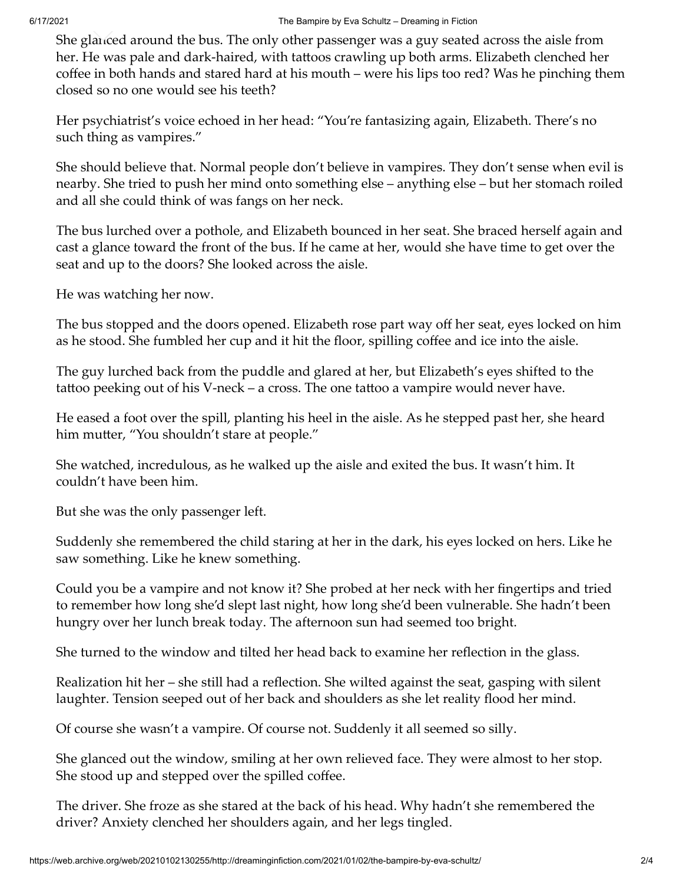She glanced around the bus. The only other passenger was a guy seated across the aisle from her. He was pale and dark-haired, with tattoos crawling up both arms. Elizabeth clenched her coffee in both hands and stared hard at his mouth – were his lips too red? Was he pinching them closed so no one would see his teeth?

Her psychiatrist's voice echoed in her head: "You're fantasizing again, Elizabeth. There's no such thing as vampires."

She should believe that. Normal people don't believe in vampires. They don't sense when evil is nearby. She tried to push her mind onto something else – anything else – but her stomach roiled and all she could think of was fangs on her neck.

The bus lurched over a pothole, and Elizabeth bounced in her seat. She braced herself again and cast a glance toward the front of the bus. If he came at her, would she have time to get over the seat and up to the doors? She looked across the aisle.

He was watching her now.

The bus stopped and the doors opened. Elizabeth rose part way off her seat, eyes locked on him as he stood. She fumbled her cup and it hit the floor, spilling coffee and ice into the aisle.

The guy lurched back from the puddle and glared at her, but Elizabeth's eyes shifted to the tattoo peeking out of his V-neck – a cross. The one tattoo a vampire would never have.

He eased a foot over the spill, planting his heel in the aisle. As he stepped past her, she heard him mutter, "You shouldn't stare at people."

She watched, incredulous, as he walked up the aisle and exited the bus. It wasn't him. It couldn't have been him.

But she was the only passenger left.

Suddenly she remembered the child staring at her in the dark, his eyes locked on hers. Like he saw something. Like he knew something.

Could you be a vampire and not know it? She probed at her neck with her fingertips and tried to remember how long she'd slept last night, how long she'd been vulnerable. She hadn't been hungry over her lunch break today. The afternoon sun had seemed too bright.

She turned to the window and tilted her head back to examine her reflection in the glass.

Realization hit her – she still had a reflection. She wilted against the seat, gasping with silent laughter. Tension seeped out of her back and shoulders as she let reality flood her mind.

Of course she wasn't a vampire. Of course not. Suddenly it all seemed so silly.

She glanced out the window, smiling at her own relieved face. They were almost to her stop. She stood up and stepped over the spilled coffee.

The driver. She froze as she stared at the back of his head. Why hadn't she remembered the driver? Anxiety clenched her shoulders again, and her legs tingled.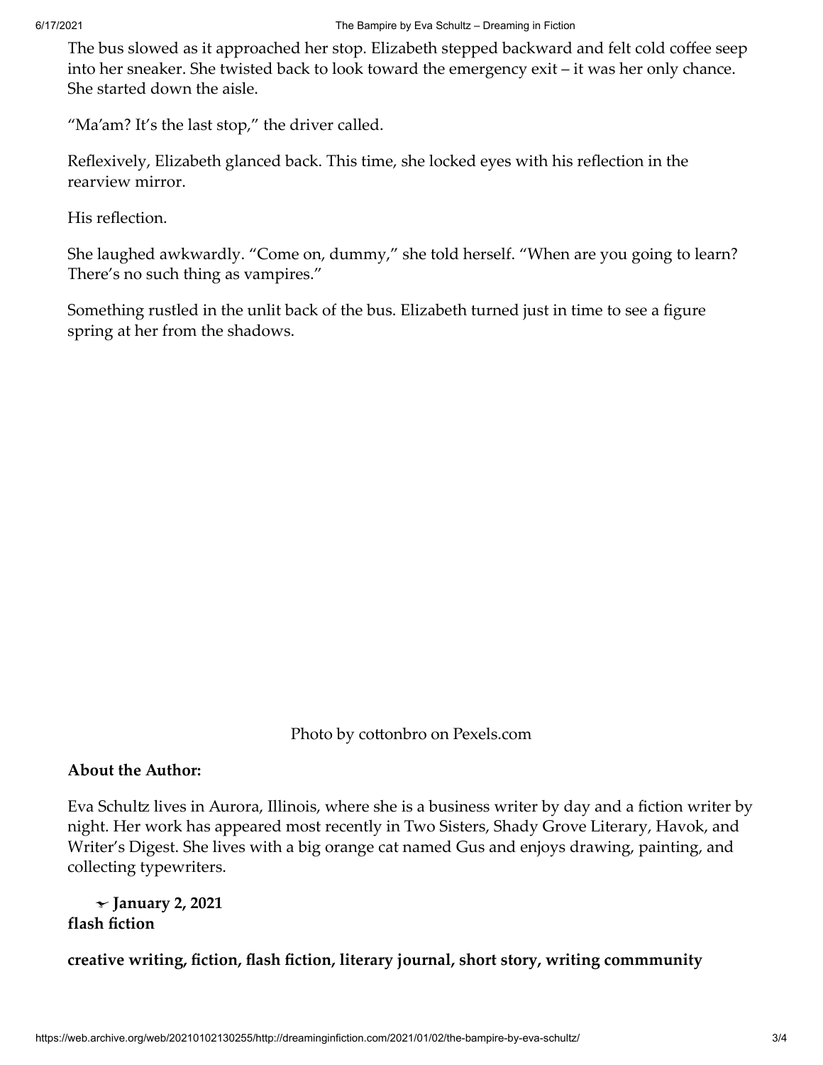The bus slowed as it approached her stop. Elizabeth stepped backward and felt cold coffee seep into her sneaker. She twisted back to look toward the emergency exit – it was her only chance. She started down the aisle.

"Ma'am? It's the last stop," the driver called.

Reflexively, Elizabeth glanced back. This time, she locked eyes with his reflection in the rearview mirror.

His reflection.

She laughed awkwardly. "Come on, dummy," she told herself. "When are you going to learn? There's no such thing as vampires."

Something rustled in the unlit back of the bus. Elizabeth turned just in time to see a figure spring at her from the shadows.

Photo by cottonbro on Pexels.com

**About the Author:**

Eva Schultz lives in Aurora, Illinois, where she is a business writer by day and a fiction writer by night. Her work has appeared most recently in Two Sisters, Shady Grove Literary, Havok, and Writer's Digest. She lives with a big orange cat named Gus and enjoys drawing, painting, and collecting typewriters.

**January 2, 2021**
**flash fiction**

**creative writing, fiction, flash fiction, literary journal, short story, writing commmunity**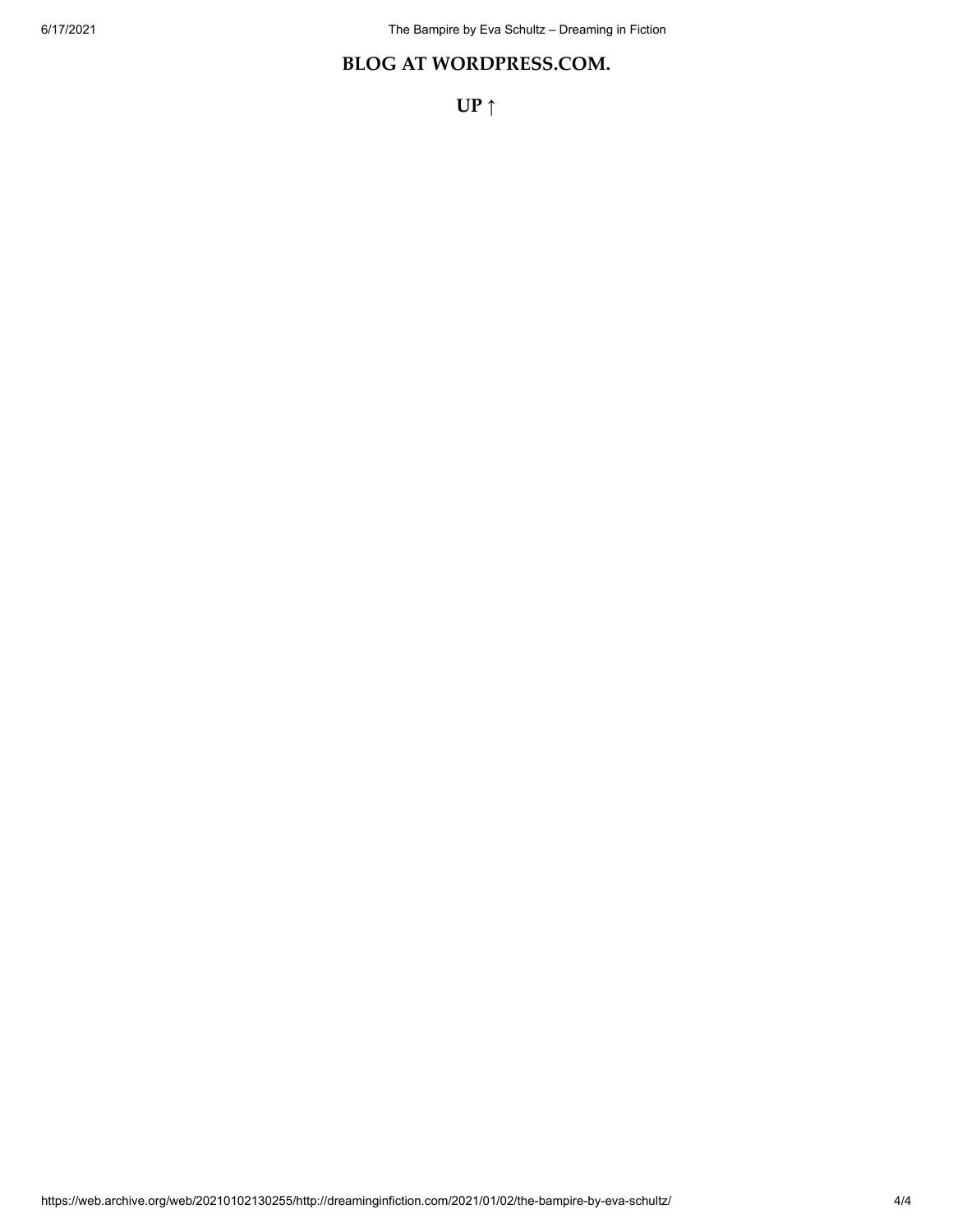**BLOG AT WORDPRESS.COM.**

**UP ↑**